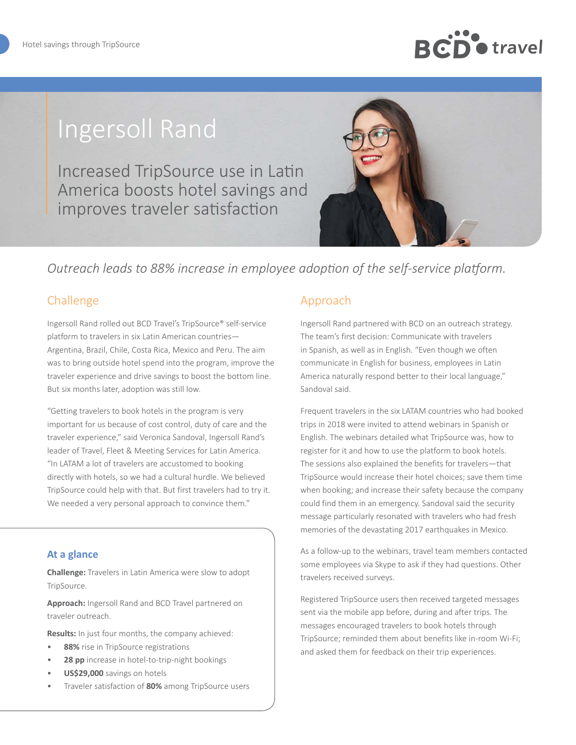# Ingersoll Rand

## Increased TripSource use in Latin America boosts hotel savings and improves traveler satisfaction

*Outreach leads to 88% increase in employee adoption of the self-service platform.*

## Challenge

Ingersoll Rand rolled out BCD Travel's TripSource® self-service platform to travelers in six Latin American countries—Argentina, Brazil, Chile, Costa Rica, Mexico and Peru. The aim was to bring outside hotel spend into the program, improve the traveler experience and drive savings to boost the bottom line. But six months later, adoption was still low.

"Getting travelers to book hotels in the program is very important for us because of cost control, duty of care and the traveler experience," said Veronica Sandoval, Ingersoll Rand's leader of Travel, Fleet & Meeting Services for Latin America. "In LATAM a lot of travelers are accustomed to booking directly with hotels, so we had a cultural hurdle. We believed TripSource could help with that. But first travelers had to try it. We needed a very personal approach to convince them."

### At a glance

**Challenge:** Travelers in Latin America were slow to adopt TripSource.

**Approach:** Ingersoll Rand and BCD Travel partnered on traveler outreach.

**Results:** In just four months, the company achieved:

- **88%** rise in TripSource registrations
- **28 pp** increase in hotel-to-trip-night bookings
- **US$29,000** savings on hotels
- Traveler satisfaction of **80%** among TripSource users

## Approach

Ingersoll Rand partnered with BCD on an outreach strategy. The team's first decision: Communicate with travelers in Spanish, as well as in English. "Even though we often communicate in English for business, employees in Latin America naturally respond better to their local language," Sandoval said.

Frequent travelers in the six LATAM countries who had booked trips in 2018 were invited to attend webinars in Spanish or English. The webinars detailed what TripSource was, how to register for it and how to use the platform to book hotels. The sessions also explained the benefits for travelers—that TripSource would increase their hotel choices; save them time when booking; and increase their safety because the company could find them in an emergency. Sandoval said the security message particularly resonated with travelers who had fresh memories of the devastating 2017 earthquakes in Mexico.

As a follow-up to the webinars, travel team members contacted some employees via Skype to ask if they had questions. Other travelers received surveys.

Registered TripSource users then received targeted messages sent via the mobile app before, during and after trips. The messages encouraged travelers to book hotels through TripSource; reminded them about benefits like in-room Wi-Fi; and asked them for feedback on their trip experiences.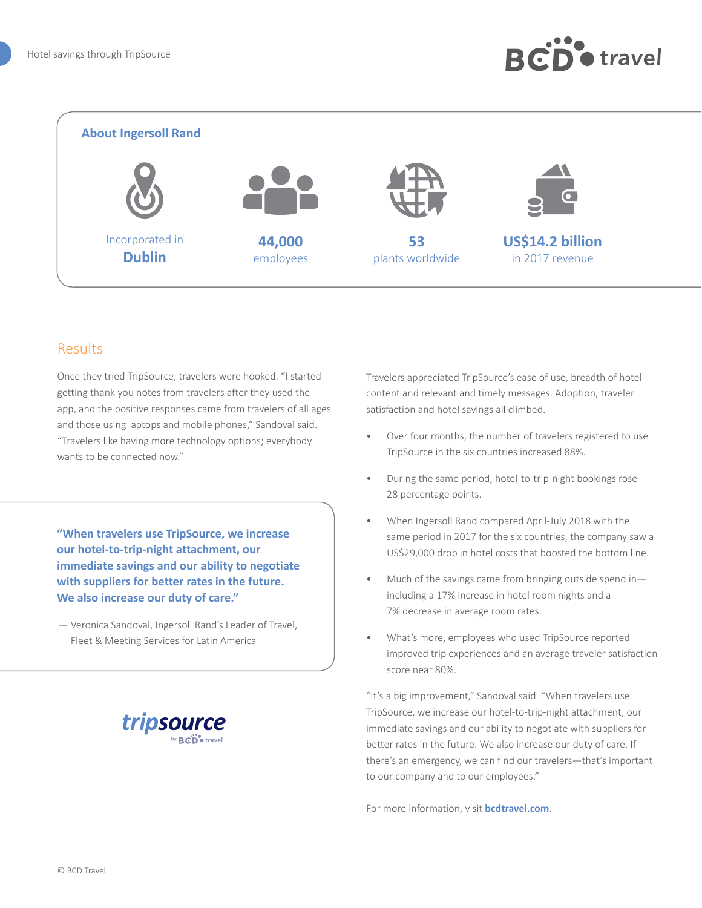## About Ingersoll Rand

Incorporated in **Dublin**

**44,000** employees

**53** plants worldwide

**US$14.2 billion** in 2017 revenue

## Results

Once they tried TripSource, travelers were hooked. "I started getting thank-you notes from travelers after they used the app, and the positive responses came from travelers of all ages and those using laptops and mobile phones," Sandoval said. "Travelers like having more technology options; everybody wants to be connected now."

> **"When travelers use TripSource, we increase our hotel-to-trip-night attachment, our immediate savings and our ability to negotiate with suppliers for better rates in the future. We also increase our duty of care."**
>
> — Veronica Sandoval, Ingersoll Rand's Leader of Travel, Fleet & Meeting Services for Latin America

Travelers appreciated TripSource's ease of use, breadth of hotel content and relevant and timely messages. Adoption, traveler satisfaction and hotel savings all climbed.

- Over four months, the number of travelers registered to use TripSource in the six countries increased 88%.
- During the same period, hotel-to-trip-night bookings rose 28 percentage points.
- When Ingersoll Rand compared April-July 2018 with the same period in 2017 for the six countries, the company saw a US$29,000 drop in hotel costs that boosted the bottom line.
- Much of the savings came from bringing outside spend in—including a 17% increase in hotel room nights and a 7% decrease in average room rates.
- What's more, employees who used TripSource reported improved trip experiences and an average traveler satisfaction score near 80%.

"It's a big improvement," Sandoval said. "When travelers use TripSource, we increase our hotel-to-trip-night attachment, our immediate savings and our ability to negotiate with suppliers for better rates in the future. We also increase our duty of care. If there's an emergency, we can find our travelers—that's important to our company and to our employees."

For more information, visit **bcdtravel.com**.

© BCD Travel